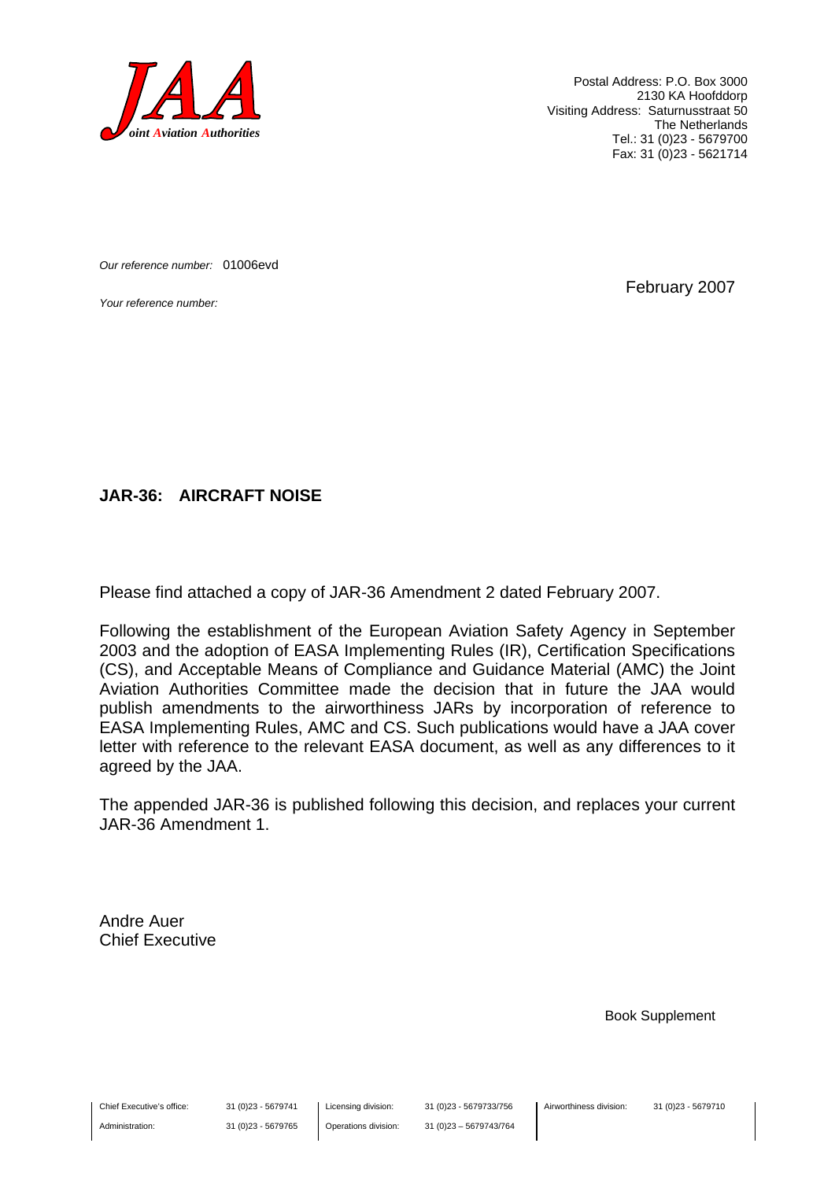**JAA**
*Joint Aviation Authorities*

Postal Address: P.O. Box 3000
2130 KA Hoofddorp
Visiting Address: Saturnusstraat 50
The Netherlands
Tel.: 31 (0)23 - 5679700
Fax: 31 (0)23 - 5621714

*Our reference number:* 01006evd

*Your reference number:*

February 2007

**JAR-36: AIRCRAFT NOISE**

Please find attached a copy of JAR-36 Amendment 2 dated February 2007.

Following the establishment of the European Aviation Safety Agency in September 2003 and the adoption of EASA Implementing Rules (IR), Certification Specifications (CS), and Acceptable Means of Compliance and Guidance Material (AMC) the Joint Aviation Authorities Committee made the decision that in future the JAA would publish amendments to the airworthiness JARs by incorporation of reference to EASA Implementing Rules, AMC and CS. Such publications would have a JAA cover letter with reference to the relevant EASA document, as well as any differences to it agreed by the JAA.

The appended JAR-36 is published following this decision, and replaces your current JAR-36 Amendment 1.

Andre Auer
Chief Executive

Book Supplement

| Chief Executive's office: | 31 (0)23 - 5679741 | Licensing division: | 31 (0)23 - 5679733/756 | Airworthiness division: | 31 (0)23 - 5679710 |
|---|---|---|---|---|---|
| Administration: | 31 (0)23 - 5679765 | Operations division: | 31 (0)23 – 5679743/764 | | |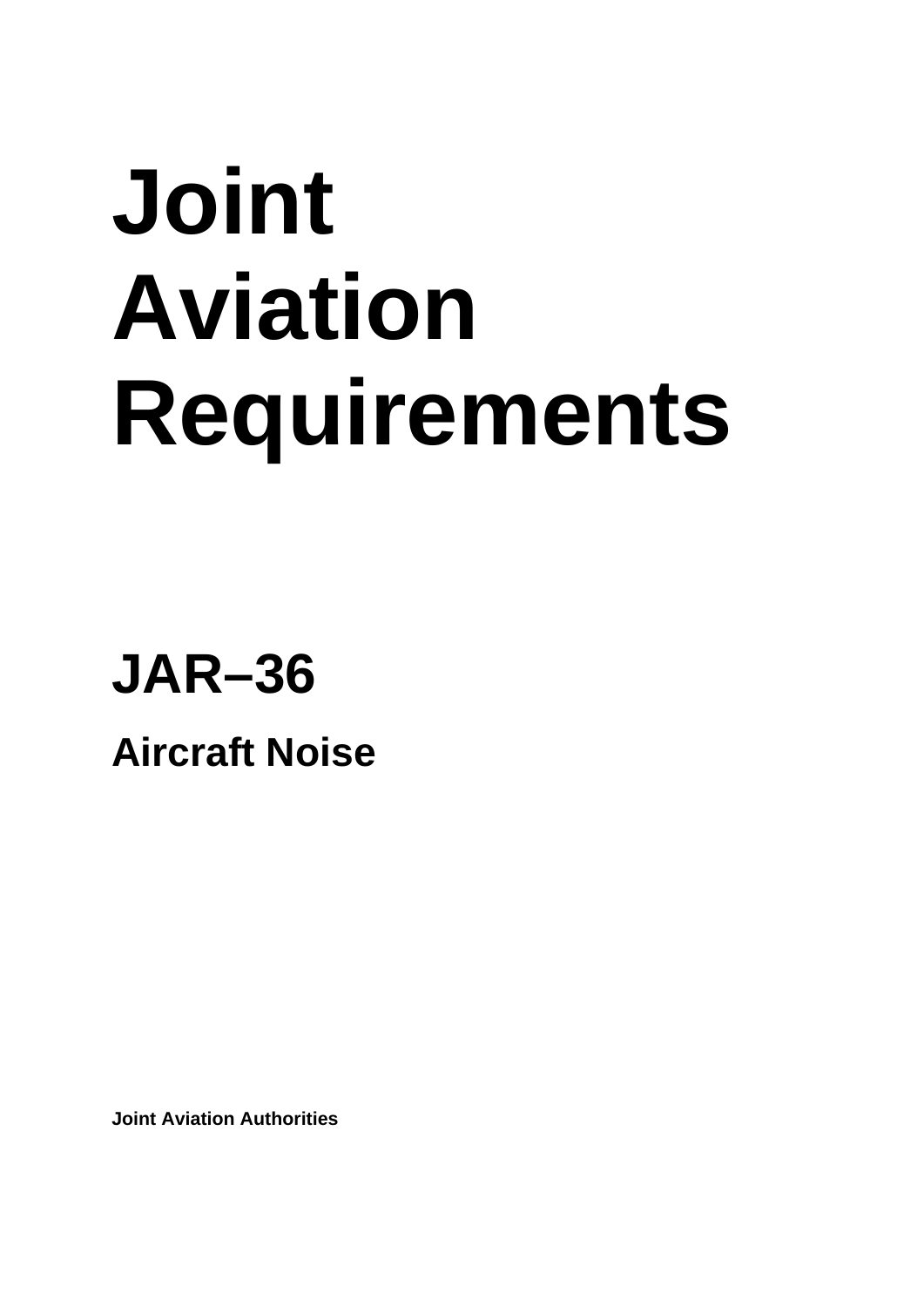# Joint Aviation Requirements

## JAR–36

### Aircraft Noise

**Joint Aviation Authorities**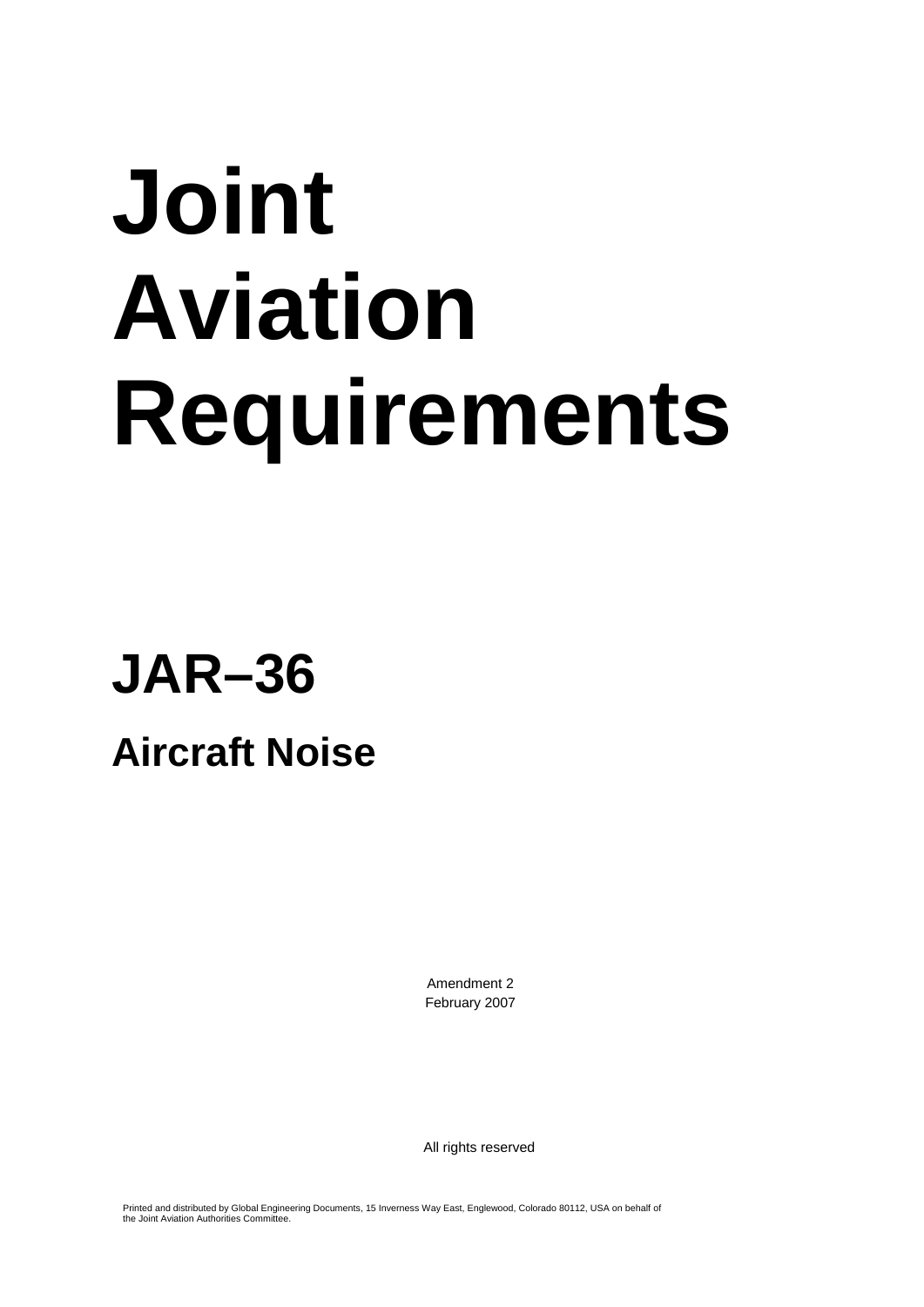# Joint Aviation Requirements

# JAR–36

## Aircraft Noise

Amendment 2
February 2007

All rights reserved

Printed and distributed by Global Engineering Documents, 15 Inverness Way East, Englewood, Colorado 80112, USA on behalf of the Joint Aviation Authorities Committee.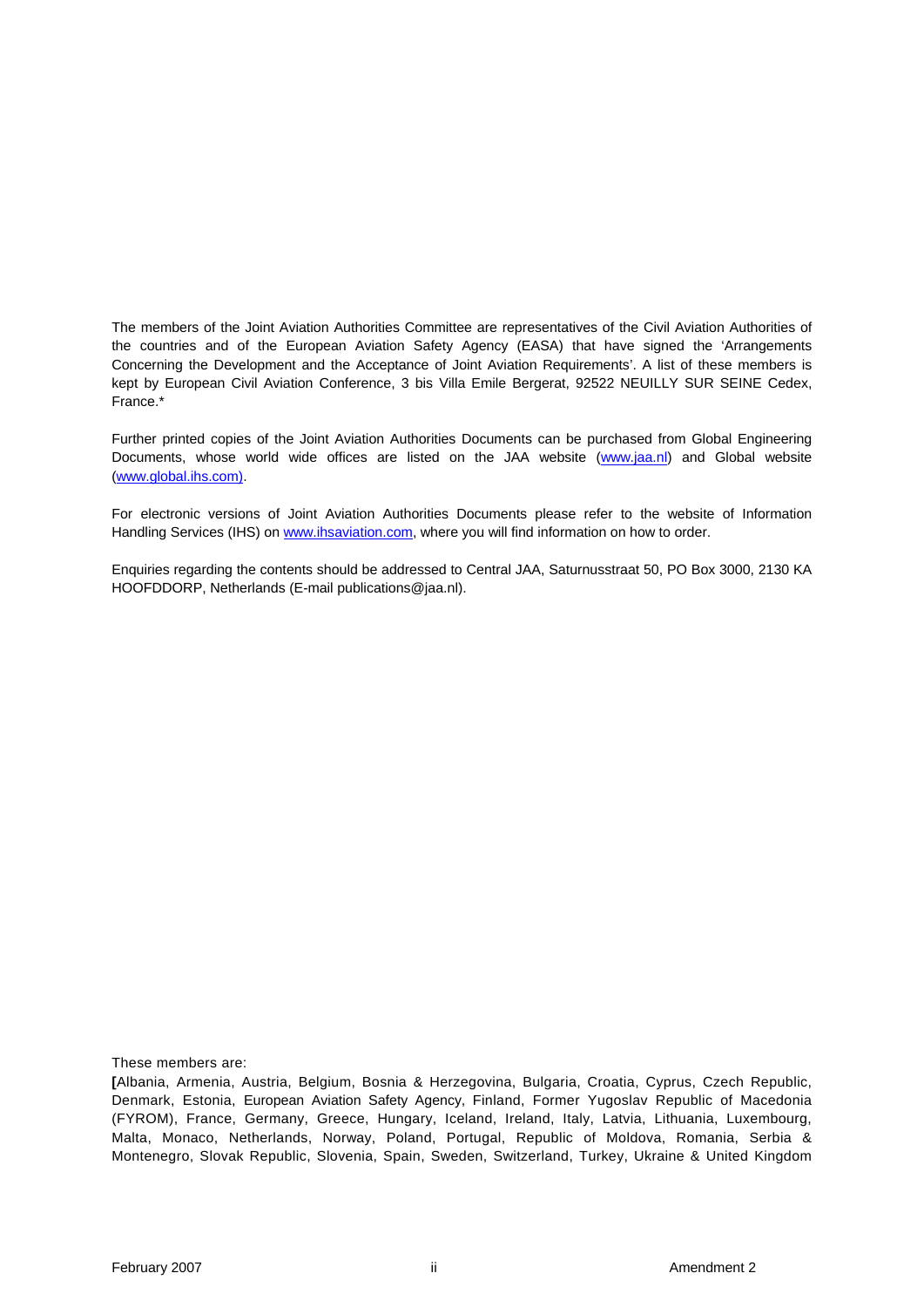The members of the Joint Aviation Authorities Committee are representatives of the Civil Aviation Authorities of the countries and of the European Aviation Safety Agency (EASA) that have signed the 'Arrangements Concerning the Development and the Acceptance of Joint Aviation Requirements'. A list of these members is kept by European Civil Aviation Conference, 3 bis Villa Emile Bergerat, 92522 NEUILLY SUR SEINE Cedex, France.*

Further printed copies of the Joint Aviation Authorities Documents can be purchased from Global Engineering Documents, whose world wide offices are listed on the JAA website (www.jaa.nl) and Global website (www.global.ihs.com).

For electronic versions of Joint Aviation Authorities Documents please refer to the website of Information Handling Services (IHS) on www.ihsaviation.com, where you will find information on how to order.

Enquiries regarding the contents should be addressed to Central JAA, Saturnusstraat 50, PO Box 3000, 2130 KA HOOFDDORP, Netherlands (E-mail publications@jaa.nl).

These members are:

**[**Albania, Armenia, Austria, Belgium, Bosnia & Herzegovina, Bulgaria, Croatia, Cyprus, Czech Republic, Denmark, Estonia, European Aviation Safety Agency, Finland, Former Yugoslav Republic of Macedonia (FYROM), France, Germany, Greece, Hungary, Iceland, Ireland, Italy, Latvia, Lithuania, Luxembourg, Malta, Monaco, Netherlands, Norway, Poland, Portugal, Republic of Moldova, Romania, Serbia & Montenegro, Slovak Republic, Slovenia, Spain, Sweden, Switzerland, Turkey, Ukraine & United Kingdom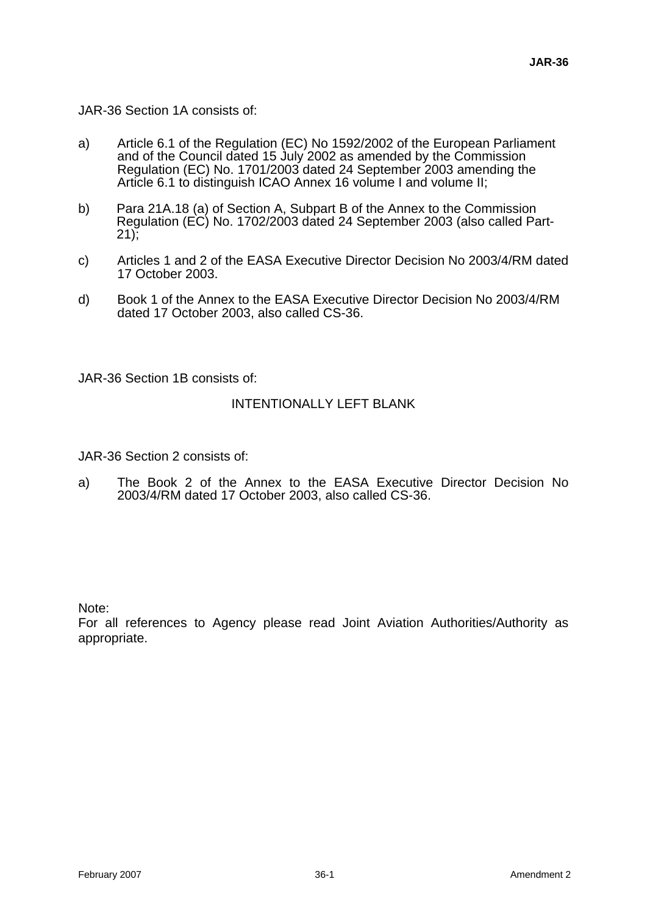JAR-36 Section 1A consists of:

a) Article 6.1 of the Regulation (EC) No 1592/2002 of the European Parliament and of the Council dated 15 July 2002 as amended by the Commission Regulation (EC) No. 1701/2003 dated 24 September 2003 amending the Article 6.1 to distinguish ICAO Annex 16 volume I and volume II;

b) Para 21A.18 (a) of Section A, Subpart B of the Annex to the Commission Regulation (EC) No. 1702/2003 dated 24 September 2003 (also called Part-21);

c) Articles 1 and 2 of the EASA Executive Director Decision No 2003/4/RM dated 17 October 2003.

d) Book 1 of the Annex to the EASA Executive Director Decision No 2003/4/RM dated 17 October 2003, also called CS-36.

JAR-36 Section 1B consists of:

INTENTIONALLY LEFT BLANK

JAR-36 Section 2 consists of:

a) The Book 2 of the Annex to the EASA Executive Director Decision No 2003/4/RM dated 17 October 2003, also called CS-36.

Note:
For all references to Agency please read Joint Aviation Authorities/Authority as appropriate.